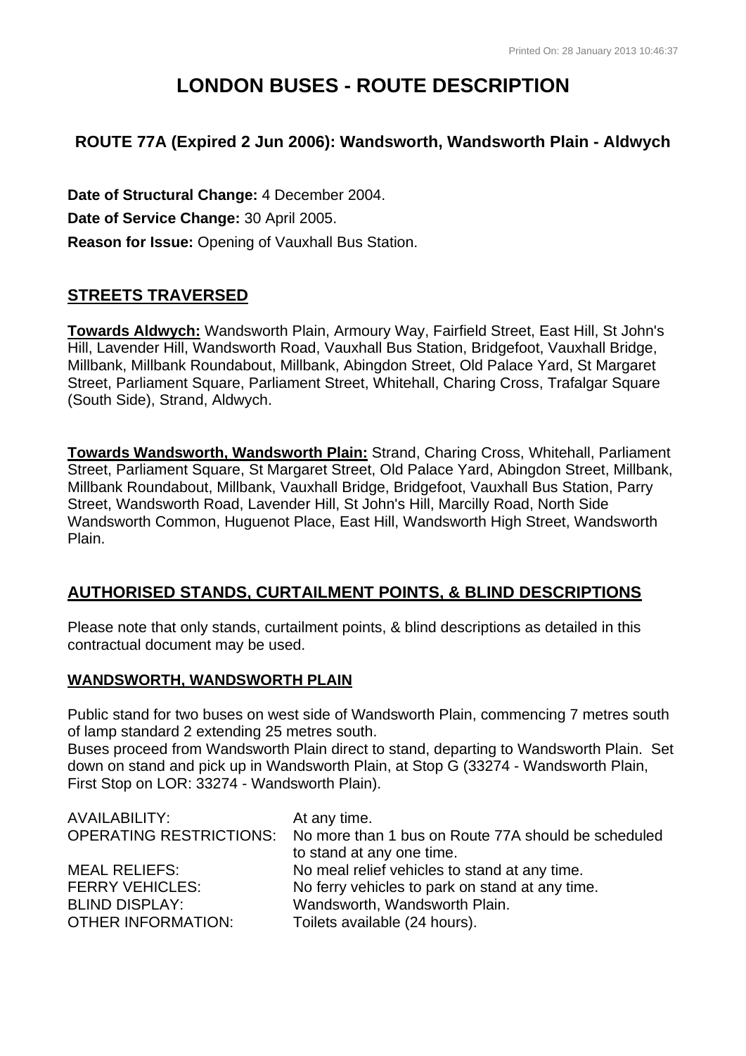# LONDON BUSES - ROUTE DESCRIPTION

## ROUTE 77A (Expired 2 Jun 2006): Wandsworth, Wandsworth Plain - Aldwych

**Date of Structural Change:** 4 December 2004.

**Date of Service Change:** 30 April 2005.

**Reason for Issue:** Opening of Vauxhall Bus Station.

## STREETS TRAVERSED

**Towards Aldwych:** Wandsworth Plain, Armoury Way, Fairfield Street, East Hill, St John's Hill, Lavender Hill, Wandsworth Road, Vauxhall Bus Station, Bridgefoot, Vauxhall Bridge, Millbank, Millbank Roundabout, Millbank, Abingdon Street, Old Palace Yard, St Margaret Street, Parliament Square, Parliament Street, Whitehall, Charing Cross, Trafalgar Square (South Side), Strand, Aldwych.

**Towards Wandsworth, Wandsworth Plain:** Strand, Charing Cross, Whitehall, Parliament Street, Parliament Square, St Margaret Street, Old Palace Yard, Abingdon Street, Millbank, Millbank Roundabout, Millbank, Vauxhall Bridge, Bridgefoot, Vauxhall Bus Station, Parry Street, Wandsworth Road, Lavender Hill, St John's Hill, Marcilly Road, North Side Wandsworth Common, Huguenot Place, East Hill, Wandsworth High Street, Wandsworth Plain.

## AUTHORISED STANDS, CURTAILMENT POINTS, & BLIND DESCRIPTIONS

Please note that only stands, curtailment points, & blind descriptions as detailed in this contractual document may be used.

### WANDSWORTH, WANDSWORTH PLAIN

Public stand for two buses on west side of Wandsworth Plain, commencing 7 metres south of lamp standard 2 extending 25 metres south.
Buses proceed from Wandsworth Plain direct to stand, departing to Wandsworth Plain. Set down on stand and pick up in Wandsworth Plain, at Stop G (33274 - Wandsworth Plain, First Stop on LOR: 33274 - Wandsworth Plain).

| | |
|---|---|
| AVAILABILITY: | At any time. |
| OPERATING RESTRICTIONS: | No more than 1 bus on Route 77A should be scheduled to stand at any one time. |
| MEAL RELIEFS: | No meal relief vehicles to stand at any time. |
| FERRY VEHICLES: | No ferry vehicles to park on stand at any time. |
| BLIND DISPLAY: | Wandsworth, Wandsworth Plain. |
| OTHER INFORMATION: | Toilets available (24 hours). |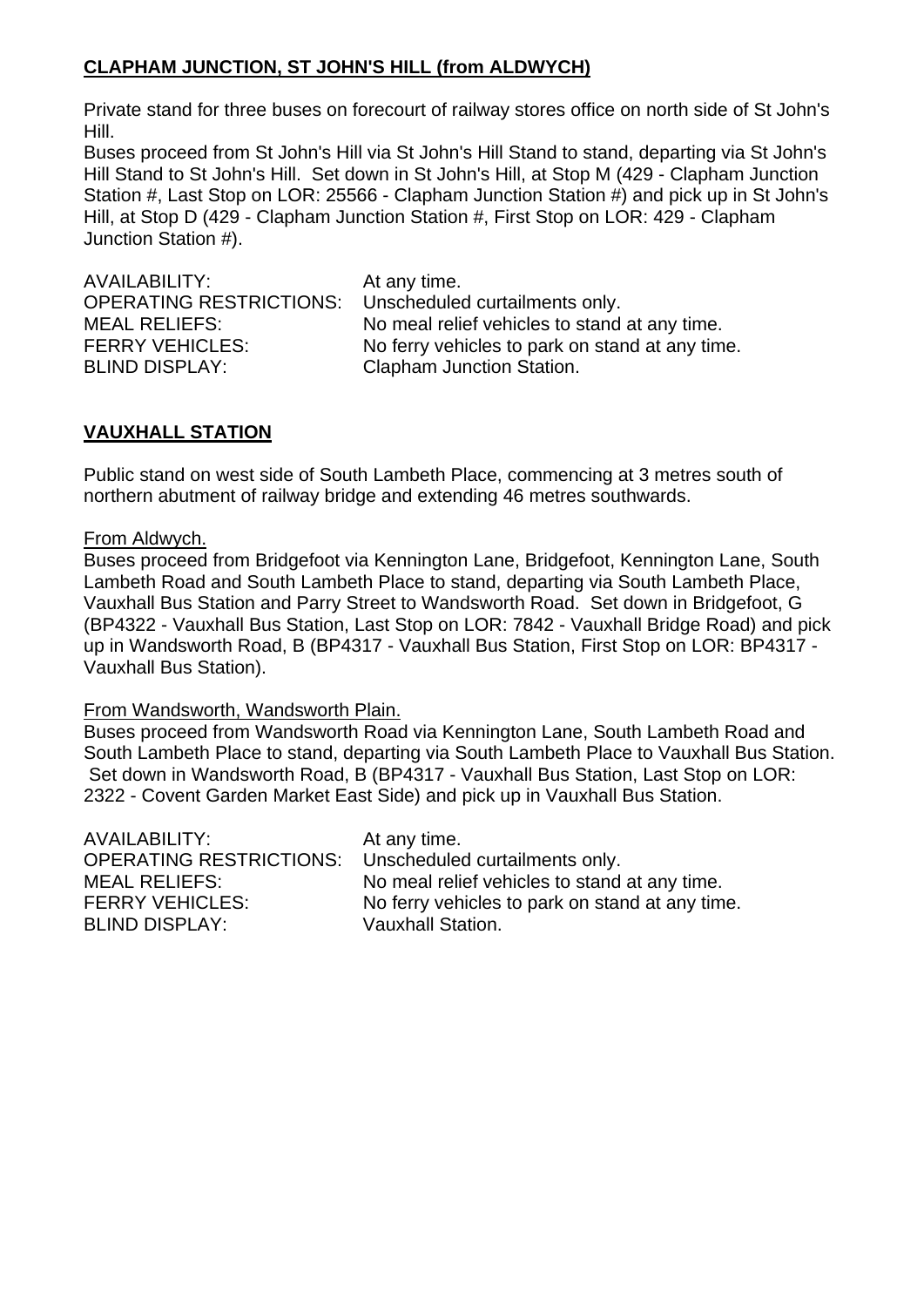## **CLAPHAM JUNCTION, ST JOHN'S HILL (from ALDWYCH)**

Private stand for three buses on forecourt of railway stores office on north side of St John's Hill.

Buses proceed from St John's Hill via St John's Hill Stand to stand, departing via St John's Hill Stand to St John's Hill. Set down in St John's Hill, at Stop M (429 - Clapham Junction Station #, Last Stop on LOR: 25566 - Clapham Junction Station #) and pick up in St John's Hill, at Stop D (429 - Clapham Junction Station #, First Stop on LOR: 429 - Clapham Junction Station #).

| | |
|---|---|
| AVAILABILITY: | At any time. |
| OPERATING RESTRICTIONS: | Unscheduled curtailments only. |
| MEAL RELIEFS: | No meal relief vehicles to stand at any time. |
| FERRY VEHICLES: | No ferry vehicles to park on stand at any time. |
| BLIND DISPLAY: | Clapham Junction Station. |

## **VAUXHALL STATION**

Public stand on west side of South Lambeth Place, commencing at 3 metres south of northern abutment of railway bridge and extending 46 metres southwards.

From Aldwych.

Buses proceed from Bridgefoot via Kennington Lane, Bridgefoot, Kennington Lane, South Lambeth Road and South Lambeth Place to stand, departing via South Lambeth Place, Vauxhall Bus Station and Parry Street to Wandsworth Road. Set down in Bridgefoot, G (BP4322 - Vauxhall Bus Station, Last Stop on LOR: 7842 - Vauxhall Bridge Road) and pick up in Wandsworth Road, B (BP4317 - Vauxhall Bus Station, First Stop on LOR: BP4317 - Vauxhall Bus Station).

From Wandsworth, Wandsworth Plain.

Buses proceed from Wandsworth Road via Kennington Lane, South Lambeth Road and South Lambeth Place to stand, departing via South Lambeth Place to Vauxhall Bus Station. Set down in Wandsworth Road, B (BP4317 - Vauxhall Bus Station, Last Stop on LOR: 2322 - Covent Garden Market East Side) and pick up in Vauxhall Bus Station.

| | |
|---|---|
| AVAILABILITY: | At any time. |
| OPERATING RESTRICTIONS: | Unscheduled curtailments only. |
| MEAL RELIEFS: | No meal relief vehicles to stand at any time. |
| FERRY VEHICLES: | No ferry vehicles to park on stand at any time. |
| BLIND DISPLAY: | Vauxhall Station. |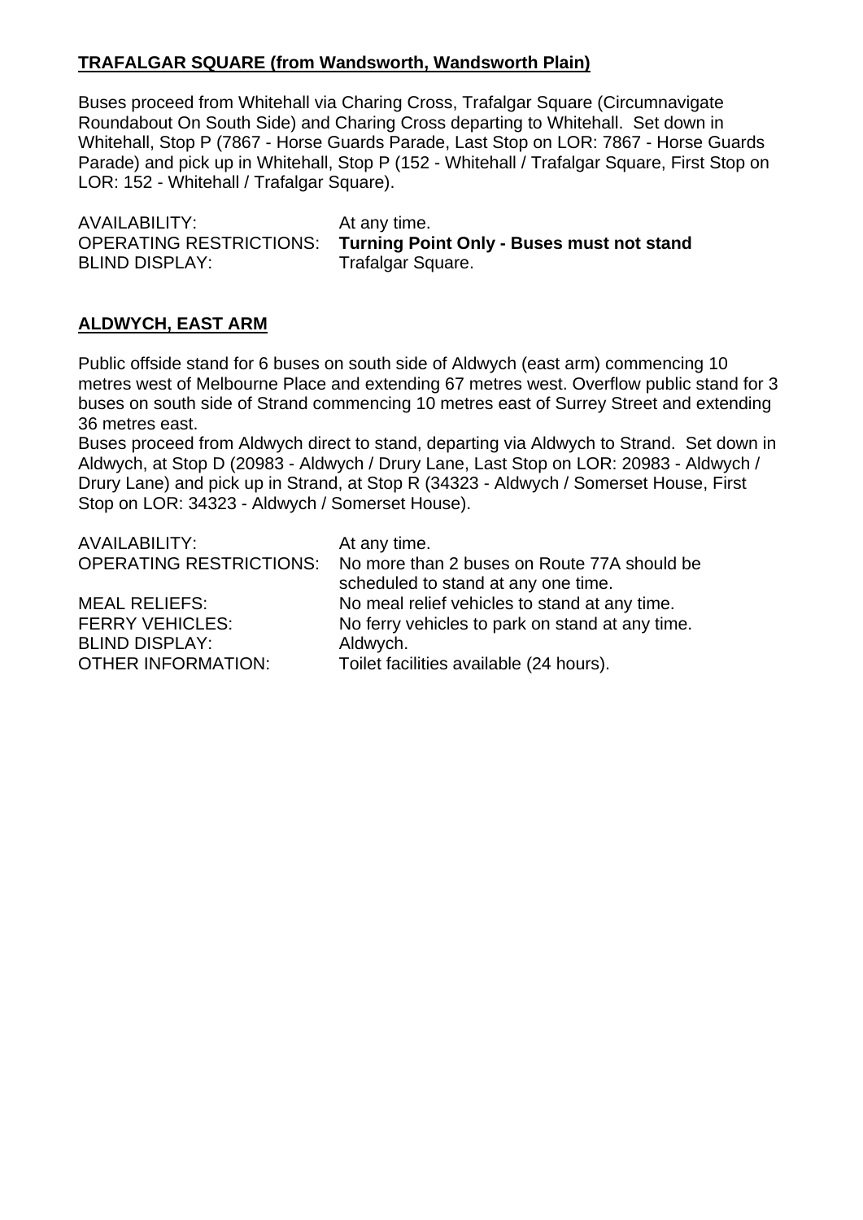**TRAFALGAR SQUARE (from Wandsworth, Wandsworth Plain)**

Buses proceed from Whitehall via Charing Cross, Trafalgar Square (Circumnavigate Roundabout On South Side) and Charing Cross departing to Whitehall. Set down in Whitehall, Stop P (7867 - Horse Guards Parade, Last Stop on LOR: 7867 - Horse Guards Parade) and pick up in Whitehall, Stop P (152 - Whitehall / Trafalgar Square, First Stop on LOR: 152 - Whitehall / Trafalgar Square).

| | |
|---|---|
| AVAILABILITY: | At any time. |
| OPERATING RESTRICTIONS: | **Turning Point Only - Buses must not stand** |
| BLIND DISPLAY: | Trafalgar Square. |

**ALDWYCH, EAST ARM**

Public offside stand for 6 buses on south side of Aldwych (east arm) commencing 10 metres west of Melbourne Place and extending 67 metres west. Overflow public stand for 3 buses on south side of Strand commencing 10 metres east of Surrey Street and extending 36 metres east.
Buses proceed from Aldwych direct to stand, departing via Aldwych to Strand. Set down in Aldwych, at Stop D (20983 - Aldwych / Drury Lane, Last Stop on LOR: 20983 - Aldwych / Drury Lane) and pick up in Strand, at Stop R (34323 - Aldwych / Somerset House, First Stop on LOR: 34323 - Aldwych / Somerset House).

| | |
|---|---|
| AVAILABILITY: | At any time. |
| OPERATING RESTRICTIONS: | No more than 2 buses on Route 77A should be scheduled to stand at any one time. |
| MEAL RELIEFS: | No meal relief vehicles to stand at any time. |
| FERRY VEHICLES: | No ferry vehicles to park on stand at any time. |
| BLIND DISPLAY: | Aldwych. |
| OTHER INFORMATION: | Toilet facilities available (24 hours). |